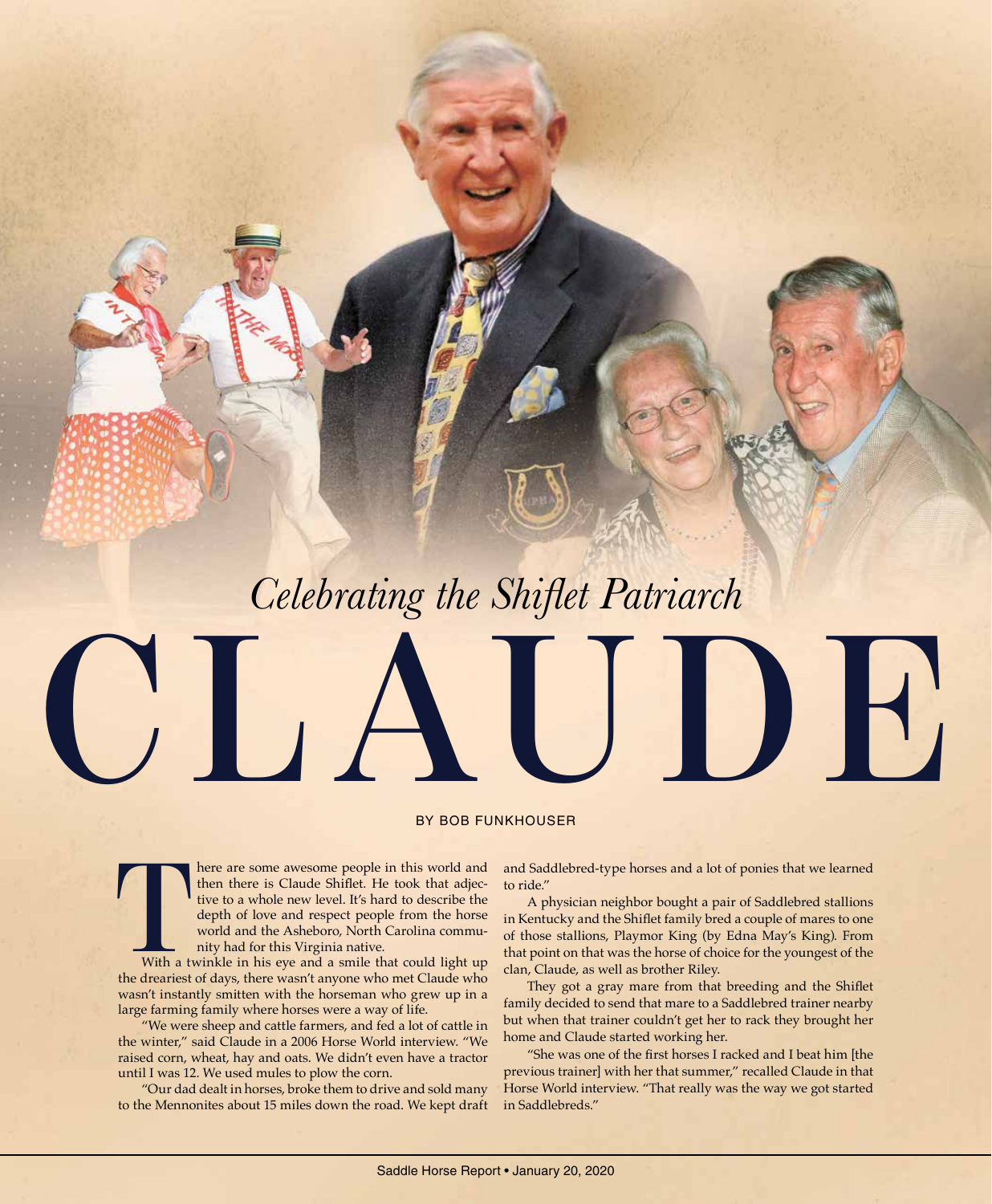*Celebrating the Shiflet Patriarch*

# CLAUDE

BY BOB FUNKHOUSER

There are some awesome people in this world and then there is Claude Shiflet. He took that adjective to a whole new level. It's hard to describe the depth of love and respect people from the horse world and the Asheboro, North Carolina community had for this Virginia native.

With a twinkle in his eye and a smile that could light up the dreariest of days, there wasn't anyone who met Claude who wasn't instantly smitten with the horseman who grew up in a large farming family where horses were a way of life.

"We were sheep and cattle farmers, and fed a lot of cattle in the winter," said Claude in a 2006 Horse World interview. "We raised corn, wheat, hay and oats. We didn't even have a tractor until I was 12. We used mules to plow the corn.

"Our dad dealt in horses, broke them to drive and sold many to the Mennonites about 15 miles down the road. We kept draft and Saddlebred-type horses and a lot of ponies that we learned to ride."

A physician neighbor bought a pair of Saddlebred stallions in Kentucky and the Shiflet family bred a couple of mares to one of those stallions, Playmor King (by Edna May's King). From that point on that was the horse of choice for the youngest of the clan, Claude, as well as brother Riley.

They got a gray mare from that breeding and the Shiflet family decided to send that mare to a Saddlebred trainer nearby but when that trainer couldn't get her to rack they brought her home and Claude started working her.

"She was one of the first horses I racked and I beat him [the previous trainer] with her that summer," recalled Claude in that Horse World interview. "That really was the way we got started in Saddlebreds."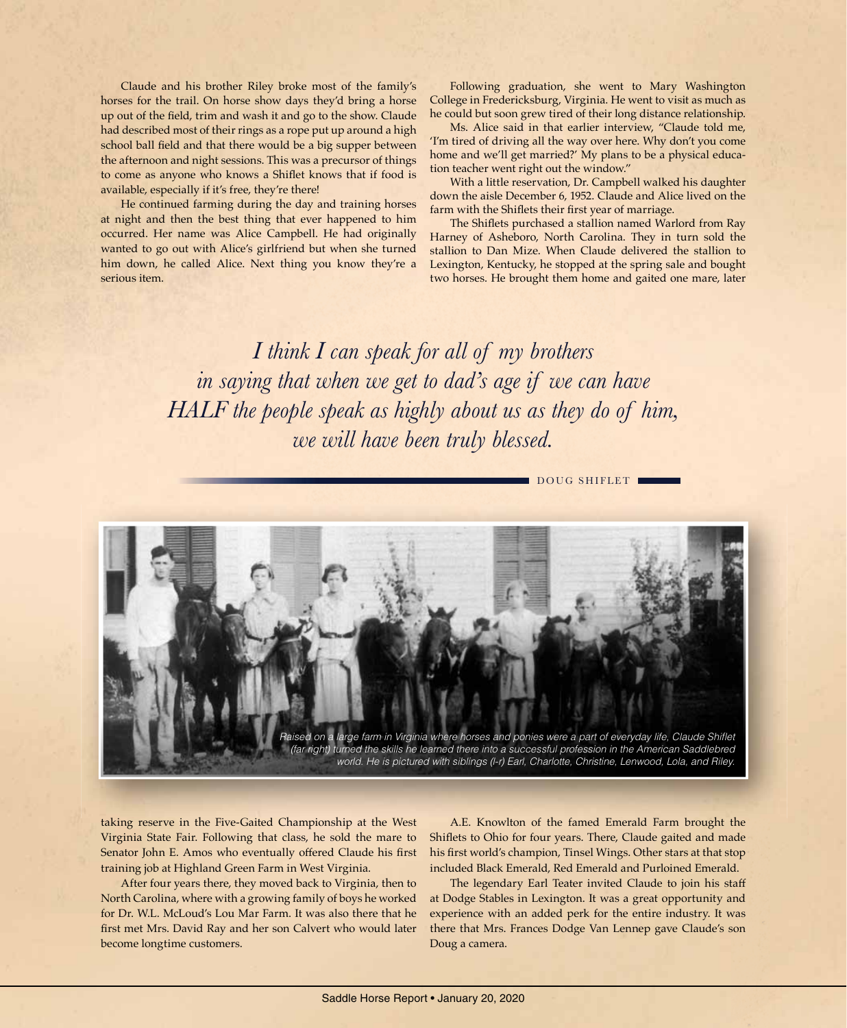Claude and his brother Riley broke most of the family's horses for the trail. On horse show days they'd bring a horse up out of the field, trim and wash it and go to the show. Claude had described most of their rings as a rope put up around a high school ball field and that there would be a big supper between the afternoon and night sessions. This was a precursor of things to come as anyone who knows a Shiflet knows that if food is available, especially if it's free, they're there!

He continued farming during the day and training horses at night and then the best thing that ever happened to him occurred. Her name was Alice Campbell. He had originally wanted to go out with Alice's girlfriend but when she turned him down, he called Alice. Next thing you know they're a serious item.

Following graduation, she went to Mary Washington College in Fredericksburg, Virginia. He went to visit as much as he could but soon grew tired of their long distance relationship.

Ms. Alice said in that earlier interview, "Claude told me, 'I'm tired of driving all the way over here. Why don't you come home and we'll get married?' My plans to be a physical education teacher went right out the window."

With a little reservation, Dr. Campbell walked his daughter down the aisle December 6, 1952. Claude and Alice lived on the farm with the Shiflets their first year of marriage.

The Shiflets purchased a stallion named Warlord from Ray Harney of Asheboro, North Carolina. They in turn sold the stallion to Dan Mize. When Claude delivered the stallion to Lexington, Kentucky, he stopped at the spring sale and bought two horses. He brought them home and gaited one mare, later taking reserve in the Five-Gaited Championship at the West Virginia State Fair. Following that class, he sold the mare to Senator John E. Amos who eventually offered Claude his first training job at Highland Green Farm in West Virginia.

*I think I can speak for all of my brothers in saying that when we get to dad's age if we can have HALF the people speak as highly about us as they do of him, we will have been truly blessed.*

DOUG SHIFLET

*Raised on a large farm in Virginia where horses and ponies were a part of everyday life, Claude Shiflet (far right) turned the skills he learned there into a successful profession in the American Saddlebred world. He is pictured with siblings (l-r) Earl, Charlotte, Christine, Lenwood, Lola, and Riley.*

After four years there, they moved back to Virginia, then to North Carolina, where with a growing family of boys he worked for Dr. W.L. McLoud's Lou Mar Farm. It was also there that he first met Mrs. David Ray and her son Calvert who would later become longtime customers.

A.E. Knowlton of the famed Emerald Farm brought the Shiflets to Ohio for four years. There, Claude gaited and made his first world's champion, Tinsel Wings. Other stars at that stop included Black Emerald, Red Emerald and Purloined Emerald.

The legendary Earl Teater invited Claude to join his staff at Dodge Stables in Lexington. It was a great opportunity and experience with an added perk for the entire industry. It was there that Mrs. Frances Dodge Van Lennep gave Claude's son Doug a camera.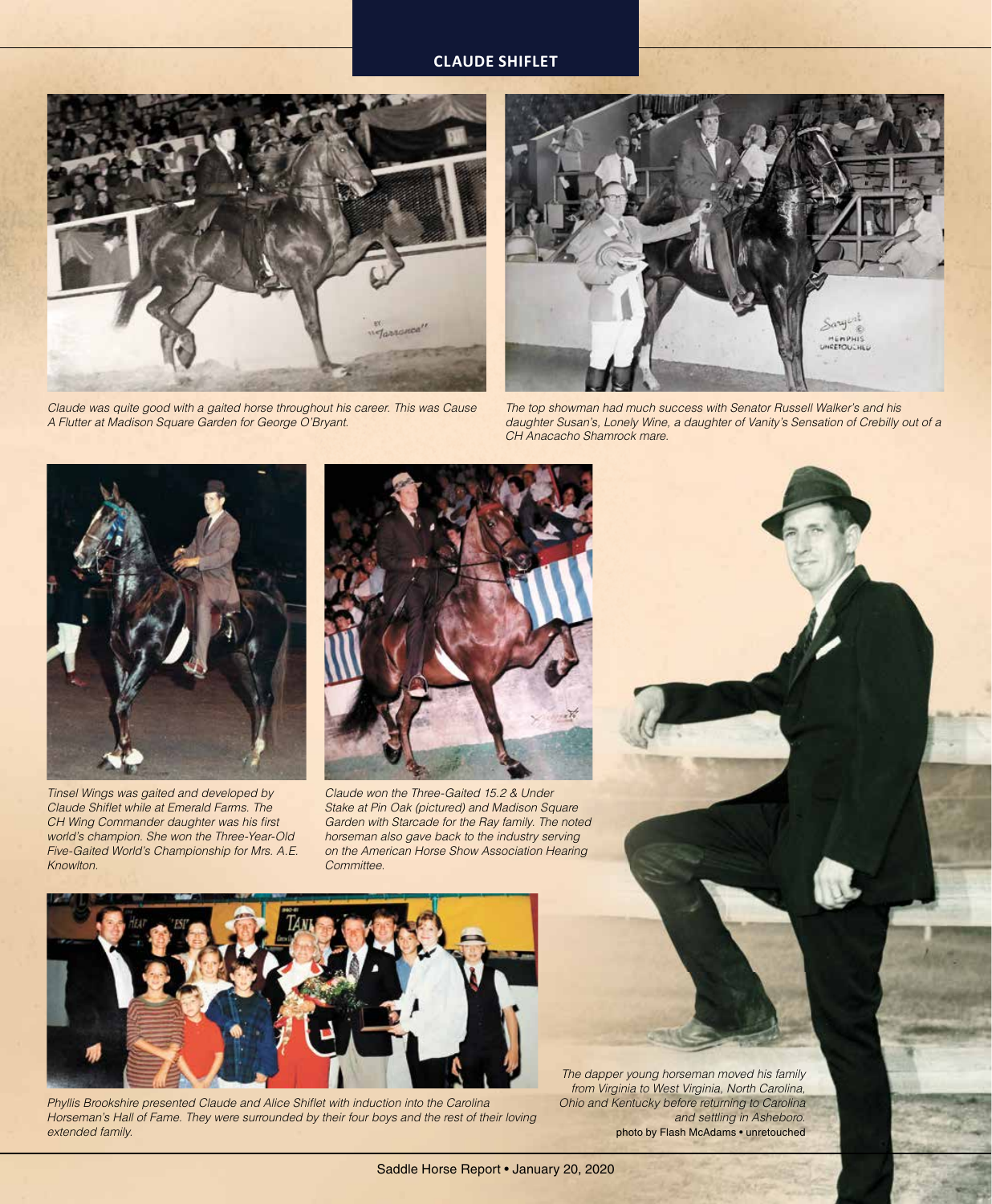*Claude was quite good with a gaited horse throughout his career. This was Cause A Flutter at Madison Square Garden for George O'Bryant.*

*The top showman had much success with Senator Russell Walker's and his daughter Susan's, Lonely Wine, a daughter of Vanity's Sensation of Crebilly out of a CH Anacacho Shamrock mare.*

*Tinsel Wings was gaited and developed by Claude Shiflet while at Emerald Farms. The CH Wing Commander daughter was his first world's champion. She won the Three-Year-Old Five-Gaited World's Championship for Mrs. A.E. Knowlton.*

*Claude won the Three-Gaited 15.2 & Under Stake at Pin Oak (pictured) and Madison Square Garden with Starcade for the Ray family. The noted horseman also gave back to the industry serving on the American Horse Show Association Hearing Committee.*

*Phyllis Brookshire presented Claude and Alice Shiflet with induction into the Carolina Horseman's Hall of Fame. They were surrounded by their four boys and the rest of their loving extended family.*

*The dapper young horseman moved his family from Virginia to West Virginia, North Carolina, Ohio and Kentucky before returning to Carolina and settling in Asheboro.*
photo by Flash McAdams • unretouched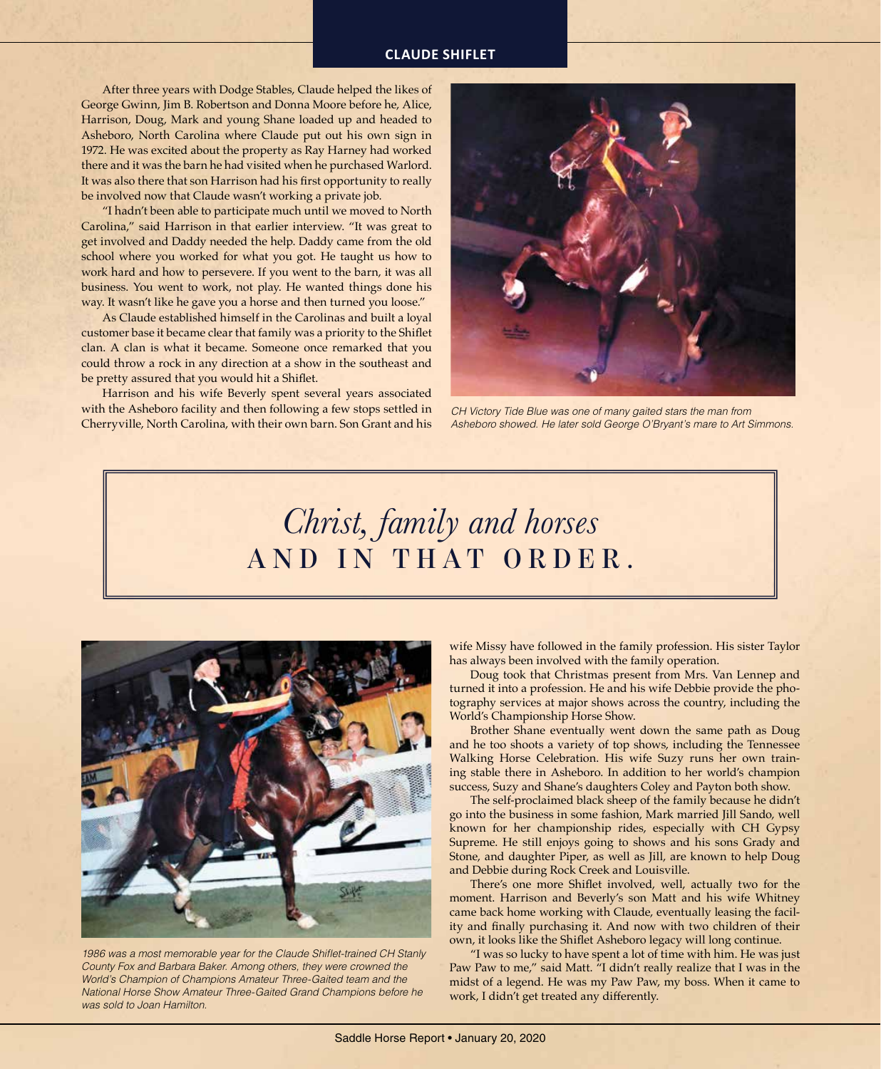After three years with Dodge Stables, Claude helped the likes of George Gwinn, Jim B. Robertson and Donna Moore before he, Alice, Harrison, Doug, Mark and young Shane loaded up and headed to Asheboro, North Carolina where Claude put out his own sign in 1972. He was excited about the property as Ray Harney had worked there and it was the barn he had visited when he purchased Warlord. It was also there that son Harrison had his first opportunity to really be involved now that Claude wasn't working a private job.

"I hadn't been able to participate much until we moved to North Carolina," said Harrison in that earlier interview. "It was great to get involved and Daddy needed the help. Daddy came from the old school where you worked for what you got. He taught us how to work hard and how to persevere. If you went to the barn, it was all business. You went to work, not play. He wanted things done his way. It wasn't like he gave you a horse and then turned you loose."

As Claude established himself in the Carolinas and built a loyal customer base it became clear that family was a priority to the Shiflet clan. A clan is what it became. Someone once remarked that you could throw a rock in any direction at a show in the southeast and be pretty assured that you would hit a Shiflet.

Harrison and his wife Beverly spent several years associated with the Asheboro facility and then following a few stops settled in Cherryville, North Carolina, with their own barn. Son Grant and his wife Missy have followed in the family profession. His sister Taylor has always been involved with the family operation.

*CH Victory Tide Blue was one of many gaited stars the man from Asheboro showed. He later sold George O'Bryant's mare to Art Simmons.*

## *Christ, family and horses* AND IN THAT ORDER.

Doug took that Christmas present from Mrs. Van Lennep and turned it into a profession. He and his wife Debbie provide the photography services at major shows across the country, including the World's Championship Horse Show.

Brother Shane eventually went down the same path as Doug and he too shoots a variety of top shows, including the Tennessee Walking Horse Celebration. His wife Suzy runs her own training stable there in Asheboro. In addition to her world's champion success, Suzy and Shane's daughters Coley and Payton both show.

The self-proclaimed black sheep of the family because he didn't go into the business in some fashion, Mark married Jill Sando, well known for her championship rides, especially with CH Gypsy Supreme. He still enjoys going to shows and his sons Grady and Stone, and daughter Piper, as well as Jill, are known to help Doug and Debbie during Rock Creek and Louisville.

There's one more Shiflet involved, well, actually two for the moment. Harrison and Beverly's son Matt and his wife Whitney came back home working with Claude, eventually leasing the facility and finally purchasing it. And now with two children of their own, it looks like the Shiflet Asheboro legacy will long continue.

"I was so lucky to have spent a lot of time with him. He was just Paw Paw to me," said Matt. "I didn't really realize that I was in the midst of a legend. He was my Paw Paw, my boss. When it came to work, I didn't get treated any differently.

*1986 was a most memorable year for the Claude Shiflet-trained CH Stanly County Fox and Barbara Baker. Among others, they were crowned the World's Champion of Champions Amateur Three-Gaited team and the National Horse Show Amateur Three-Gaited Grand Champions before he was sold to Joan Hamilton.*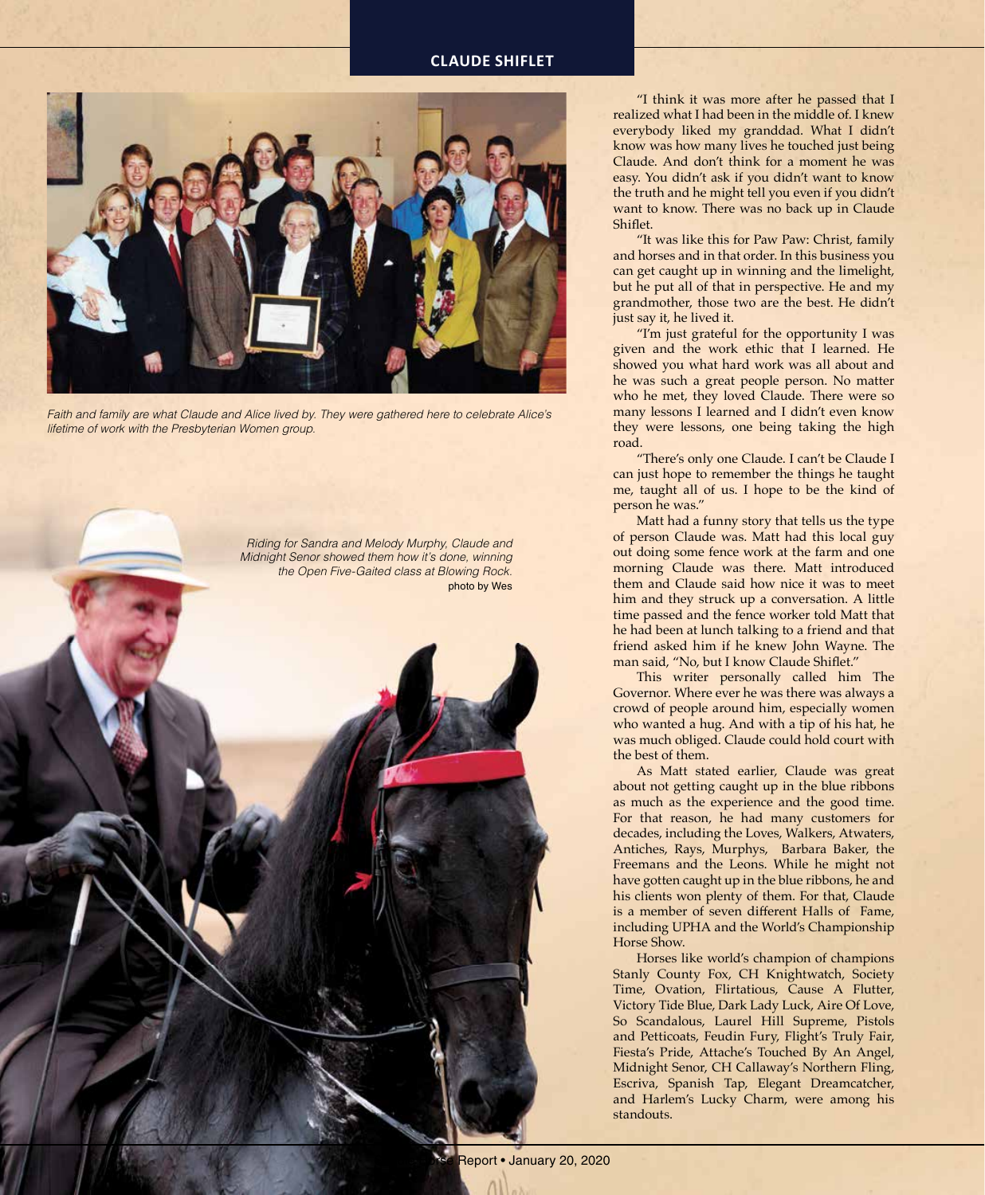Faith and family are what Claude and Alice lived by. They were gathered here to celebrate Alice's lifetime of work with the Presbyterian Women group.

Riding for Sandra and Melody Murphy, Claude and Midnight Senor showed them how it's done, winning the Open Five-Gaited class at Blowing Rock. photo by Wes

"I think it was more after he passed that I realized what I had been in the middle of. I knew everybody liked my granddad. What I didn't know was how many lives he touched just being Claude. And don't think for a moment he was easy. You didn't ask if you didn't want to know the truth and he might tell you even if you didn't want to know. There was no back up in Claude Shiflet.

"It was like this for Paw Paw: Christ, family and horses and in that order. In this business you can get caught up in winning and the limelight, but he put all of that in perspective. He and my grandmother, those two are the best. He didn't just say it, he lived it.

"I'm just grateful for the opportunity I was given and the work ethic that I learned. He showed you what hard work was all about and he was such a great people person. No matter who he met, they loved Claude. There were so many lessons I learned and I didn't even know they were lessons, one being taking the high road.

"There's only one Claude. I can't be Claude I can just hope to remember the things he taught me, taught all of us. I hope to be the kind of person he was."

Matt had a funny story that tells us the type of person Claude was. Matt had this local guy out doing some fence work at the farm and one morning Claude was there. Matt introduced them and Claude said how nice it was to meet him and they struck up a conversation. A little time passed and the fence worker told Matt that he had been at lunch talking to a friend and that friend asked him if he knew John Wayne. The man said, "No, but I know Claude Shiflet."

This writer personally called him The Governor. Where ever he was there was always a crowd of people around him, especially women who wanted a hug. And with a tip of his hat, he was much obliged. Claude could hold court with the best of them.

As Matt stated earlier, Claude was great about not getting caught up in the blue ribbons as much as the experience and the good time. For that reason, he had many customers for decades, including the Loves, Walkers, Atwaters, Antiches, Rays, Murphys, Barbara Baker, the Freemans and the Leons. While he might not have gotten caught up in the blue ribbons, he and his clients won plenty of them. For that, Claude is a member of seven different Halls of Fame, including UPHA and the World's Championship Horse Show.

Horses like world's champion of champions Stanly County Fox, CH Knightwatch, Society Time, Ovation, Flirtatious, Cause A Flutter, Victory Tide Blue, Dark Lady Luck, Aire Of Love, So Scandalous, Laurel Hill Supreme, Pistols and Petticoats, Feudin Fury, Flight's Truly Fair, Fiesta's Pride, Attache's Touched By An Angel, Midnight Senor, CH Callaway's Northern Fling, Escriva, Spanish Tap, Elegant Dreamcatcher, and Harlem's Lucky Charm, were among his standouts.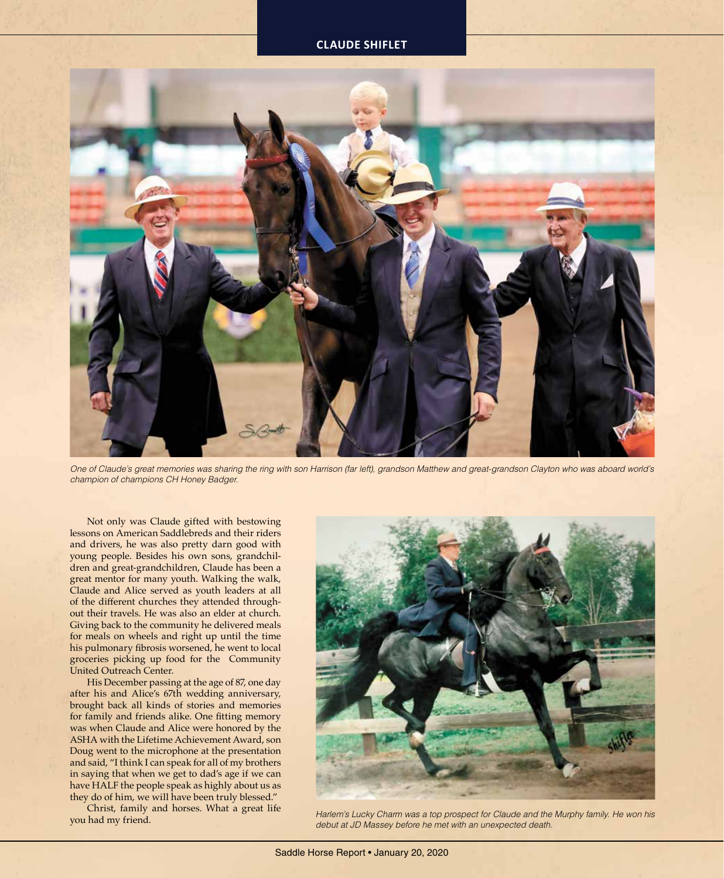*One of Claude's great memories was sharing the ring with son Harrison (far left), grandson Matthew and great-grandson Clayton who was aboard world's champion of champions CH Honey Badger.*

Not only was Claude gifted with bestowing lessons on American Saddlebreds and their riders and drivers, he was also pretty darn good with young people. Besides his own sons, grandchildren and great-grandchildren, Claude has been a great mentor for many youth. Walking the walk, Claude and Alice served as youth leaders at all of the different churches they attended throughout their travels. He was also an elder at church. Giving back to the community he delivered meals for meals on wheels and right up until the time his pulmonary fibrosis worsened, he went to local groceries picking up food for the Community United Outreach Center.

His December passing at the age of 87, one day after his and Alice's 67th wedding anniversary, brought back all kinds of stories and memories for family and friends alike. One fitting memory was when Claude and Alice were honored by the ASHA with the Lifetime Achievement Award, son Doug went to the microphone at the presentation and said, "I think I can speak for all of my brothers in saying that when we get to dad's age if we can have HALF the people speak as highly about us as they do of him, we will have been truly blessed."

Christ, family and horses. What a great life you had my friend.

*Harlem's Lucky Charm was a top prospect for Claude and the Murphy family. He won his debut at JD Massey before he met with an unexpected death.*